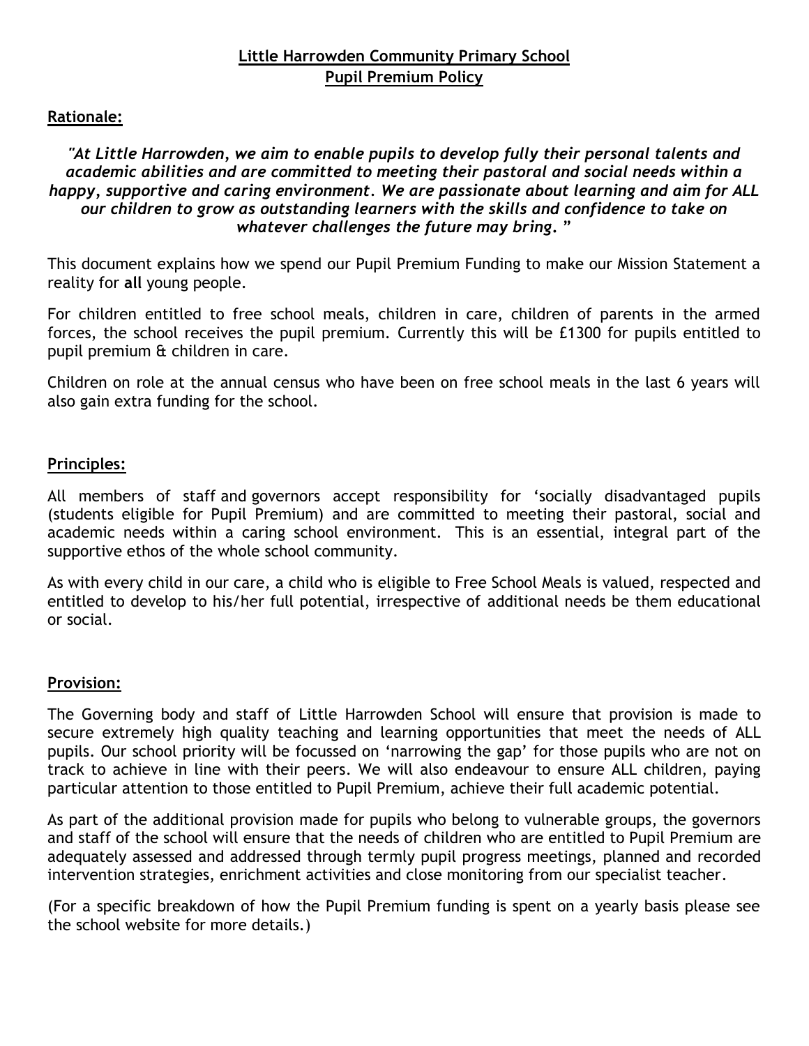# **Little Harrowden Community Primary School**
# **Pupil Premium Policy**

## **Rationale:**

***"At Little Harrowden, we aim to enable pupils to develop fully their personal talents and academic abilities and are committed to meeting their pastoral and social needs within a happy, supportive and caring environment. We are passionate about learning and aim for ALL our children to grow as outstanding learners with the skills and confidence to take on whatever challenges the future may bring. "***

This document explains how we spend our Pupil Premium Funding to make our Mission Statement a reality for **all** young people.

For children entitled to free school meals, children in care, children of parents in the armed forces, the school receives the pupil premium. Currently this will be £1300 for pupils entitled to pupil premium & children in care.

Children on role at the annual census who have been on free school meals in the last 6 years will also gain extra funding for the school.

## **Principles:**

All members of staff and governors accept responsibility for 'socially disadvantaged pupils (students eligible for Pupil Premium) and are committed to meeting their pastoral, social and academic needs within a caring school environment. This is an essential, integral part of the supportive ethos of the whole school community.

As with every child in our care, a child who is eligible to Free School Meals is valued, respected and entitled to develop to his/her full potential, irrespective of additional needs be them educational or social.

## **Provision:**

The Governing body and staff of Little Harrowden School will ensure that provision is made to secure extremely high quality teaching and learning opportunities that meet the needs of ALL pupils. Our school priority will be focussed on 'narrowing the gap' for those pupils who are not on track to achieve in line with their peers. We will also endeavour to ensure ALL children, paying particular attention to those entitled to Pupil Premium, achieve their full academic potential.

As part of the additional provision made for pupils who belong to vulnerable groups, the governors and staff of the school will ensure that the needs of children who are entitled to Pupil Premium are adequately assessed and addressed through termly pupil progress meetings, planned and recorded intervention strategies, enrichment activities and close monitoring from our specialist teacher.

(For a specific breakdown of how the Pupil Premium funding is spent on a yearly basis please see the school website for more details.)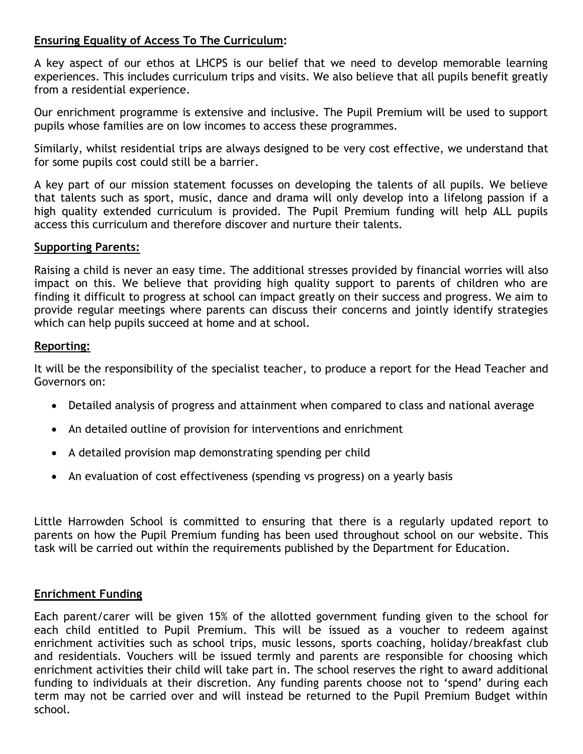**Ensuring Equality of Access To The Curriculum:**

A key aspect of our ethos at LHCPS is our belief that we need to develop memorable learning experiences. This includes curriculum trips and visits. We also believe that all pupils benefit greatly from a residential experience.

Our enrichment programme is extensive and inclusive. The Pupil Premium will be used to support pupils whose families are on low incomes to access these programmes.

Similarly, whilst residential trips are always designed to be very cost effective, we understand that for some pupils cost could still be a barrier.

A key part of our mission statement focusses on developing the talents of all pupils. We believe that talents such as sport, music, dance and drama will only develop into a lifelong passion if a high quality extended curriculum is provided. The Pupil Premium funding will help ALL pupils access this curriculum and therefore discover and nurture their talents.

**Supporting Parents:**

Raising a child is never an easy time. The additional stresses provided by financial worries will also impact on this. We believe that providing high quality support to parents of children who are finding it difficult to progress at school can impact greatly on their success and progress. We aim to provide regular meetings where parents can discuss their concerns and jointly identify strategies which can help pupils succeed at home and at school.

**Reporting:**

It will be the responsibility of the specialist teacher, to produce a report for the Head Teacher and Governors on:

- Detailed analysis of progress and attainment when compared to class and national average
- An detailed outline of provision for interventions and enrichment
- A detailed provision map demonstrating spending per child
- An evaluation of cost effectiveness (spending vs progress) on a yearly basis

Little Harrowden School is committed to ensuring that there is a regularly updated report to parents on how the Pupil Premium funding has been used throughout school on our website. This task will be carried out within the requirements published by the Department for Education.

**Enrichment Funding**

Each parent/carer will be given 15% of the allotted government funding given to the school for each child entitled to Pupil Premium. This will be issued as a voucher to redeem against enrichment activities such as school trips, music lessons, sports coaching, holiday/breakfast club and residentials. Vouchers will be issued termly and parents are responsible for choosing which enrichment activities their child will take part in. The school reserves the right to award additional funding to individuals at their discretion. Any funding parents choose not to 'spend' during each term may not be carried over and will instead be returned to the Pupil Premium Budget within school.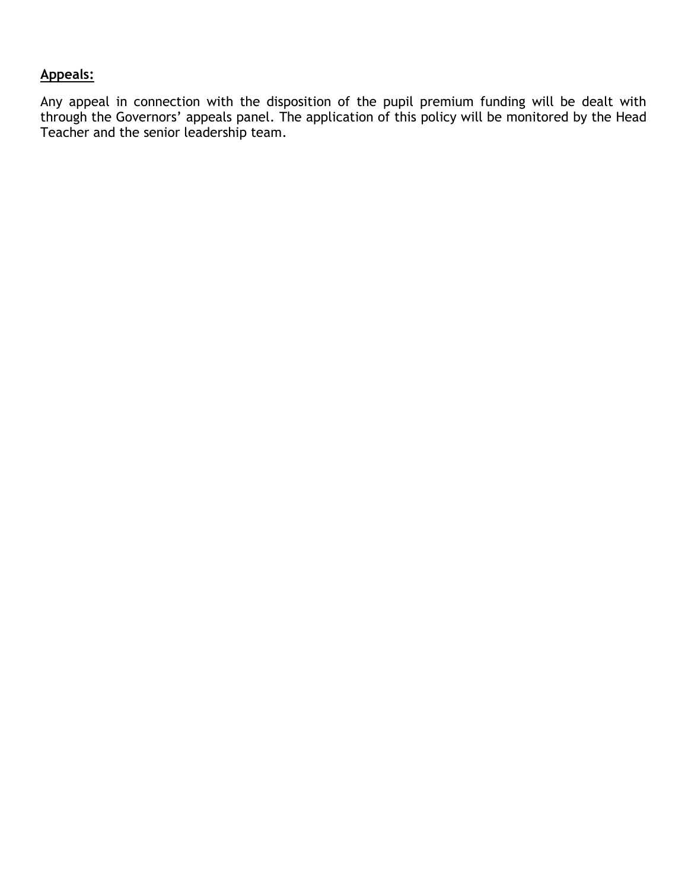**Appeals:**

Any appeal in connection with the disposition of the pupil premium funding will be dealt with through the Governors' appeals panel. The application of this policy will be monitored by the Head Teacher and the senior leadership team.